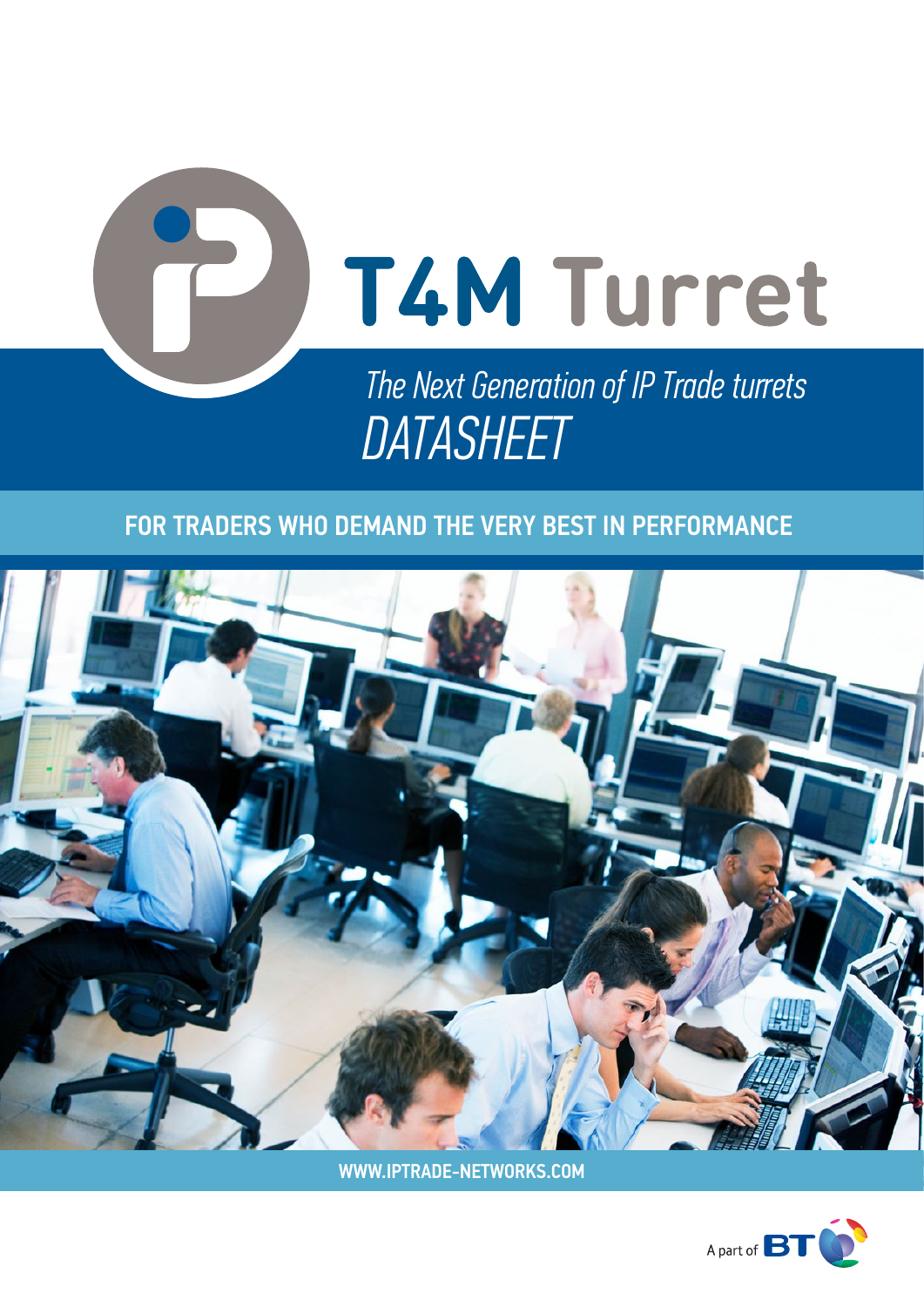# T4M Turret

*The Next Generation of IP Trade turrets*

*DATASHEET*

## FOR TRADERS WHO DEMAND THE VERY BEST IN PERFORMANCE

WWW.IPTRADE-NETWORKS.COM

A part of BT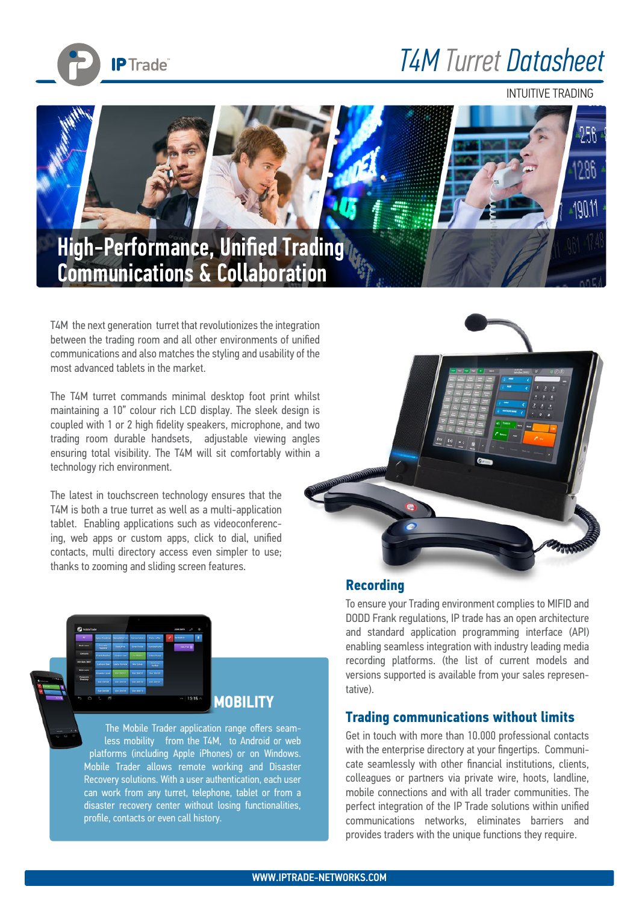# T4M Turret Datasheet

INTUITIVE TRADING

## High-Performance, Unified Trading Communications & Collaboration

T4M the next generation turret that revolutionizes the integration between the trading room and all other environments of unified communications and also matches the styling and usability of the most advanced tablets in the market.

The T4M turret commands minimal desktop foot print whilst maintaining a 10" colour rich LCD display. The sleek design is coupled with 1 or 2 high fidelity speakers, microphone, and two trading room durable handsets, adjustable viewing angles ensuring total visibility. The T4M will sit comfortably within a technology rich environment.

The latest in touchscreen technology ensures that the T4M is both a true turret as well as a multi-application tablet. Enabling applications such as videoconferencing, web apps or custom apps, click to dial, unified contacts, multi directory access even simpler to use; thanks to zooming and sliding screen features.

### MOBILITY

The Mobile Trader application range offers seamless mobility from the T4M, to Android or web platforms (including Apple iPhones) or on Windows. Mobile Trader allows remote working and Disaster Recovery solutions. With a user authentication, each user can work from any turret, telephone, tablet or from a disaster recovery center without losing functionalities, profile, contacts or even call history.

### Recording

To ensure your Trading environment complies to MIFID and DODD Frank regulations, IP trade has an open architecture and standard application programming interface (API) enabling seamless integration with industry leading media recording platforms. (the list of current models and versions supported is available from your sales representative).

### Trading communications without limits

Get in touch with more than 10.000 professional contacts with the enterprise directory at your fingertips. Communicate seamlessly with other financial institutions, clients, colleagues or partners via private wire, hoots, landline, mobile connections and with all trader communities. The perfect integration of the IP Trade solutions within unified communications networks, eliminates barriers and provides traders with the unique functions they require.

WWW.IPTRADE-NETWORKS.COM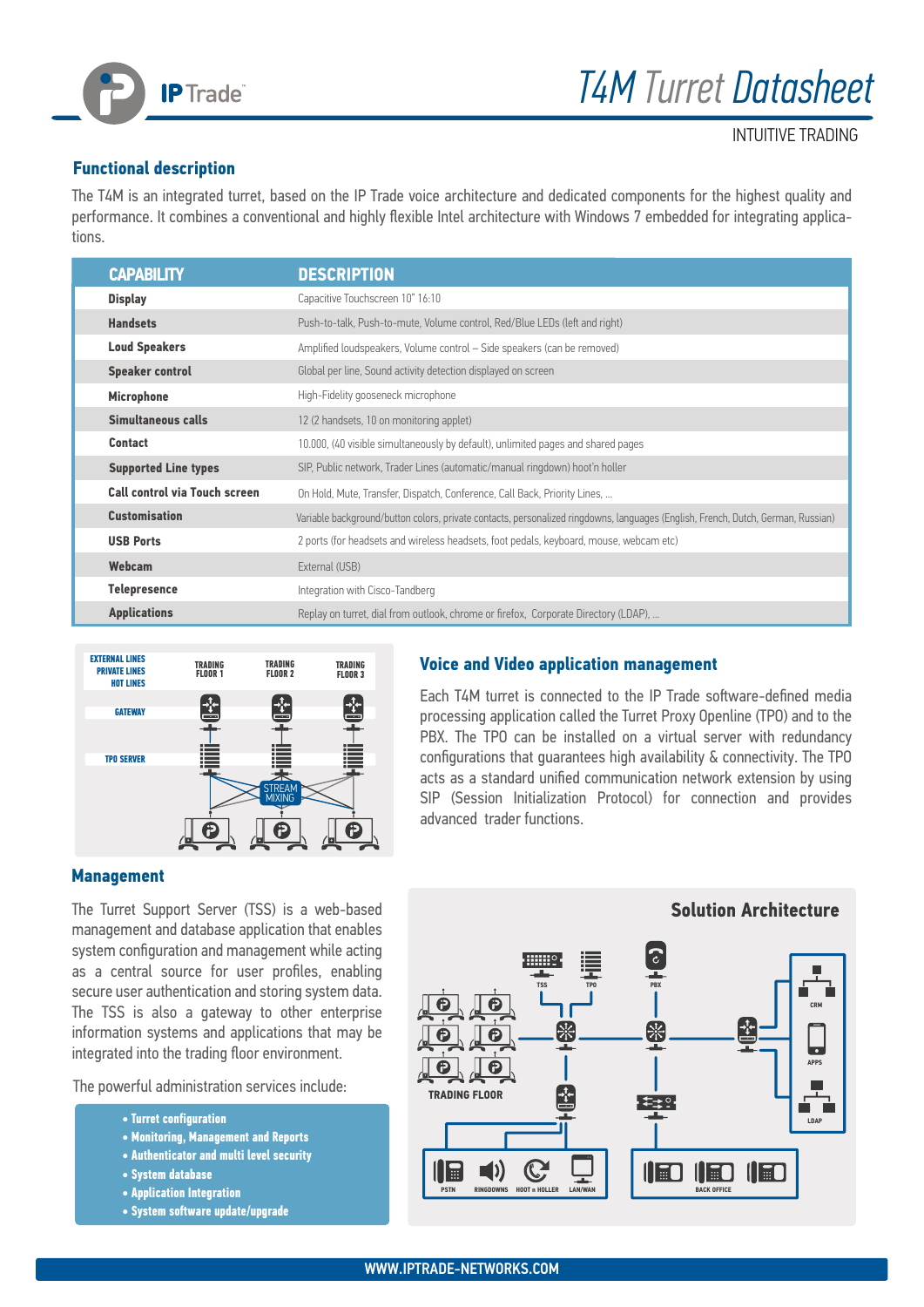# T4M Turret Datasheet

INTUITIVE TRADING

## Functional description

The T4M is an integrated turret, based on the IP Trade voice architecture and dedicated components for the highest quality and performance. It combines a conventional and highly flexible Intel architecture with Windows 7 embedded for integrating applications.

| CAPABILITY | DESCRIPTION |
|---|---|
| Display | Capacitive Touchscreen 10" 16:10 |
| Handsets | Push-to-talk, Push-to-mute, Volume control, Red/Blue LEDs (left and right) |
| Loud Speakers | Amplified loudspeakers, Volume control – Side speakers (can be removed) |
| Speaker control | Global per line, Sound activity detection displayed on screen |
| Microphone | High-Fidelity gooseneck microphone |
| Simultaneous calls | 12 (2 handsets, 10 on monitoring applet) |
| Contact | 10.000, (40 visible simultaneously by default), unlimited pages and shared pages |
| Supported Line types | SIP, Public network, Trader Lines (automatic/manual ringdown) hoot'n holler |
| Call control via Touch screen | On Hold, Mute, Transfer, Dispatch, Conference, Call Back, Priority Lines, ... |
| Customisation | Variable background/button colors, private contacts, personalized ringdowns, languages (English, French, Dutch, German, Russian) |
| USB Ports | 2 ports (for headsets and wireless headsets, foot pedals, keyboard, mouse, webcam etc) |
| Webcam | External (USB) |
| Telepresence | Integration with Cisco-Tandberg |
| Applications | Replay on turret, dial from outlook, chrome or firefox, Corporate Directory (LDAP), ... |

## Voice and Video application management

Each T4M turret is connected to the IP Trade software-defined media processing application called the Turret Proxy Openline (TPO) and to the PBX. The TPO can be installed on a virtual server with redundancy configurations that guarantees high availability & connectivity. The TPO acts as a standard unified communication network extension by using SIP (Session Initialization Protocol) for connection and provides advanced trader functions.

## Management

The Turret Support Server (TSS) is a web-based management and database application that enables system configuration and management while acting as a central source for user profiles, enabling secure user authentication and storing system data. The TSS is also a gateway to other enterprise information systems and applications that may be integrated into the trading floor environment.

The powerful administration services include:

- Turret configuration
- Monitoring, Management and Reports
- Authenticator and multi level security
- System database
- Application Integration
- System software update/upgrade

### Solution Architecture

WWW.IPTRADE-NETWORKS.COM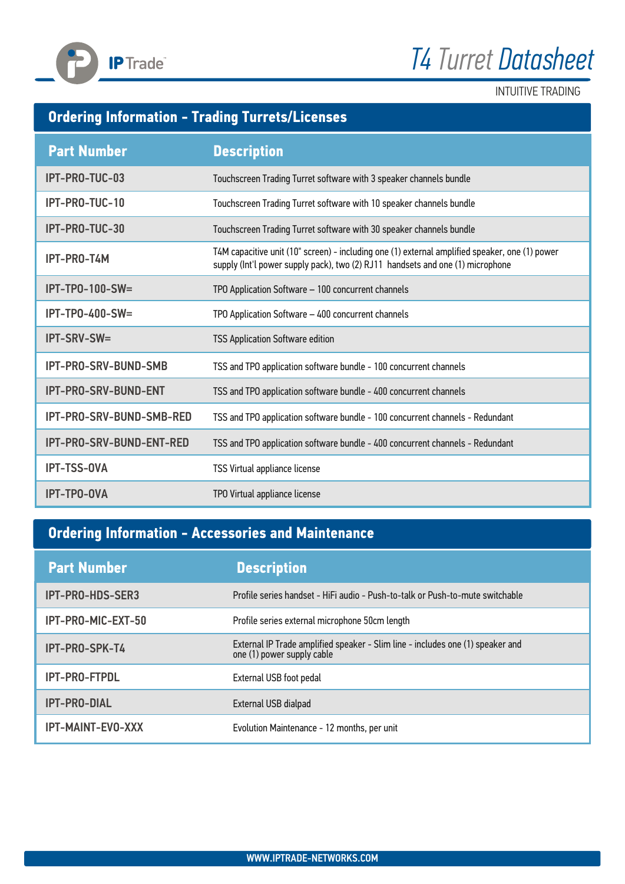## Ordering Information - Trading Turrets/Licenses

| Part Number | Description |
|---|---|
| IPT-PRO-TUC-03 | Touchscreen Trading Turret software with 3 speaker channels bundle |
| IPT-PRO-TUC-10 | Touchscreen Trading Turret software with 10 speaker channels bundle |
| IPT-PRO-TUC-30 | Touchscreen Trading Turret software with 30 speaker channels bundle |
| IPT-PRO-T4M | T4M capacitive unit (10" screen) - including one (1) external amplified speaker, one (1) power supply (Int'l power supply pack), two (2) RJ11 handsets and one (1) microphone |
| IPT-TPO-100-SW= | TPO Application Software – 100 concurrent channels |
| IPT-TPO-400-SW= | TPO Application Software – 400 concurrent channels |
| IPT-SRV-SW= | TSS Application Software edition |
| IPT-PRO-SRV-BUND-SMB | TSS and TPO application software bundle - 100 concurrent channels |
| IPT-PRO-SRV-BUND-ENT | TSS and TPO application software bundle - 400 concurrent channels |
| IPT-PRO-SRV-BUND-SMB-RED | TSS and TPO application software bundle - 100 concurrent channels - Redundant |
| IPT-PRO-SRV-BUND-ENT-RED | TSS and TPO application software bundle - 400 concurrent channels - Redundant |
| IPT-TSS-OVA | TSS Virtual appliance license |
| IPT-TPO-OVA | TPO Virtual appliance license |

## Ordering Information - Accessories and Maintenance

| Part Number | Description |
|---|---|
| IPT-PRO-HDS-SER3 | Profile series handset - HiFi audio - Push-to-talk or Push-to-mute switchable |
| IPT-PRO-MIC-EXT-50 | Profile series external microphone 50cm length |
| IPT-PRO-SPK-T4 | External IP Trade amplified speaker - Slim line - includes one (1) speaker and one (1) power supply cable |
| IPT-PRO-FTPDL | External USB foot pedal |
| IPT-PRO-DIAL | External USB dialpad |
| IPT-MAINT-EVO-XXX | Evolution Maintenance - 12 months, per unit |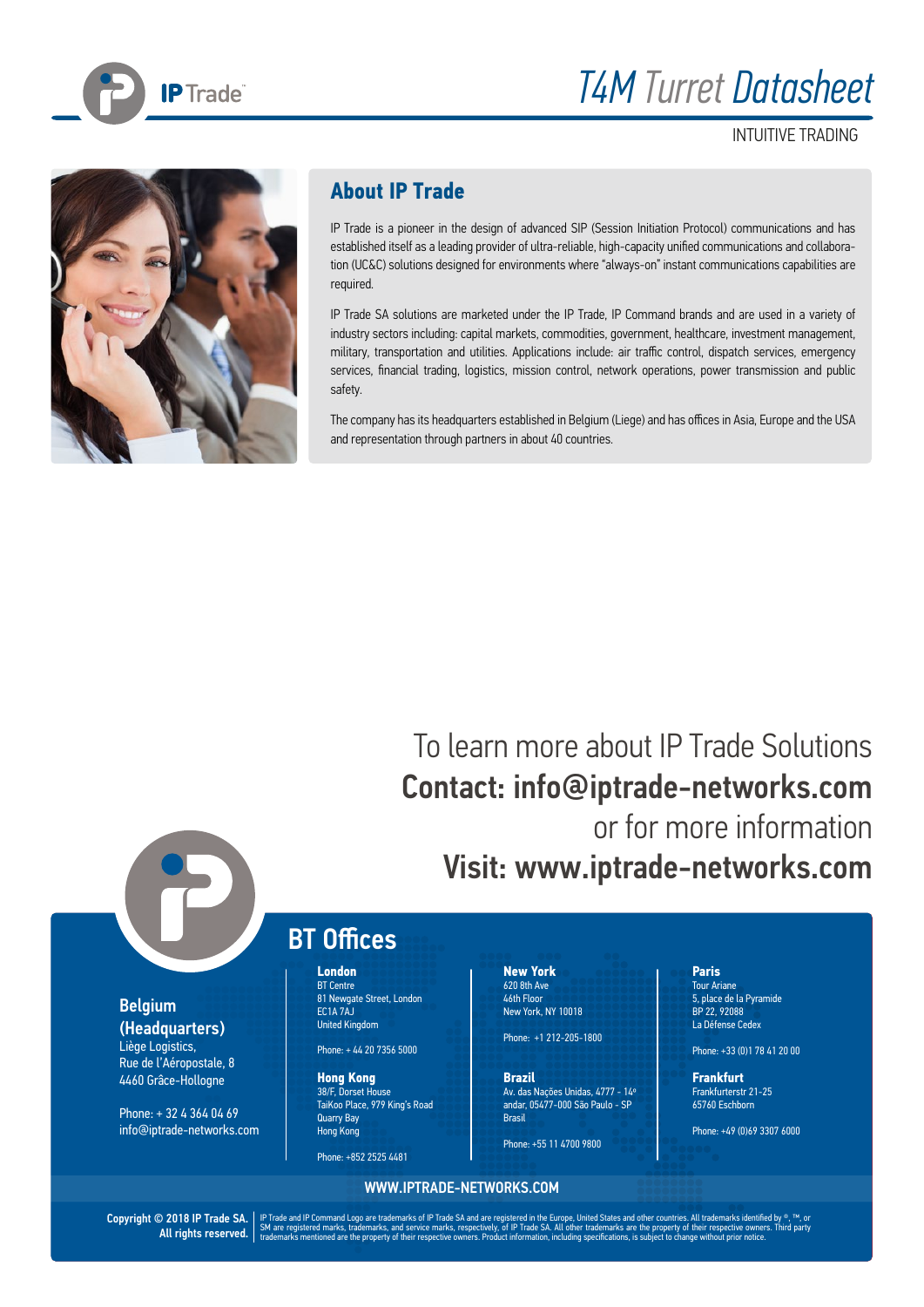## About IP Trade

IP Trade is a pioneer in the design of advanced SIP (Session Initiation Protocol) communications and has established itself as a leading provider of ultra-reliable, high-capacity unified communications and collaboration (UC&C) solutions designed for environments where "always-on" instant communications capabilities are required.

IP Trade SA solutions are marketed under the IP Trade, IP Command brands and are used in a variety of industry sectors including: capital markets, commodities, government, healthcare, investment management, military, transportation and utilities. Applications include: air traffic control, dispatch services, emergency services, financial trading, logistics, mission control, network operations, power transmission and public safety.

The company has its headquarters established in Belgium (Liege) and has offices in Asia, Europe and the USA and representation through partners in about 40 countries.

To learn more about IP Trade Solutions
**Contact: info@iptrade-networks.com**
or for more information
**Visit: www.iptrade-networks.com**

**Belgium (Headquarters)**
Liège Logistics,
Rue de l'Aéropostale, 8
4460 Grâce-Hollogne

Phone: + 32 4 364 04 69
info@iptrade-networks.com

## BT Offices

**London**
BT Centre
81 Newgate Street, London
EC1A 7AJ
United Kingdom

Phone: + 44 20 7356 5000

**Hong Kong**
38/F, Dorset House
TaiKoo Place, 979 King's Road
Quarry Bay
Hong Kong

Phone: +852 2525 4481

**New York**
620 8th Ave
46th Floor
New York, NY 10018

Phone: +1 212-205-1800

**Brazil**
Av. das Nações Unidas, 4777 - 14º
andar, 05477-000 São Paulo - SP
Brasil

Phone: +55 11 4700 9800

**Paris**
Tour Ariane
5, place de la Pyramide
BP 22, 92088
La Défense Cedex

Phone: +33 (0)1 78 41 20 00

**Frankfurt**
Frankfurterstr 21-25
65760 Eschborn

Phone: +49 (0)69 3307 6000

WWW.IPTRADE-NETWORKS.COM

**Copyright © 2018 IP Trade SA. All rights reserved.** IP Trade and IP Command Logo are trademarks of IP Trade SA and are registered in the Europe, United States and other countries. All trademarks identified by ®, ™, or SM are registered marks, trademarks, and service marks, respectively, of IP Trade SA. All other trademarks are the property of their respective owners. Third party trademarks mentioned are the property of their respective owners. Product information, including specifications, is subject to change without prior notice.